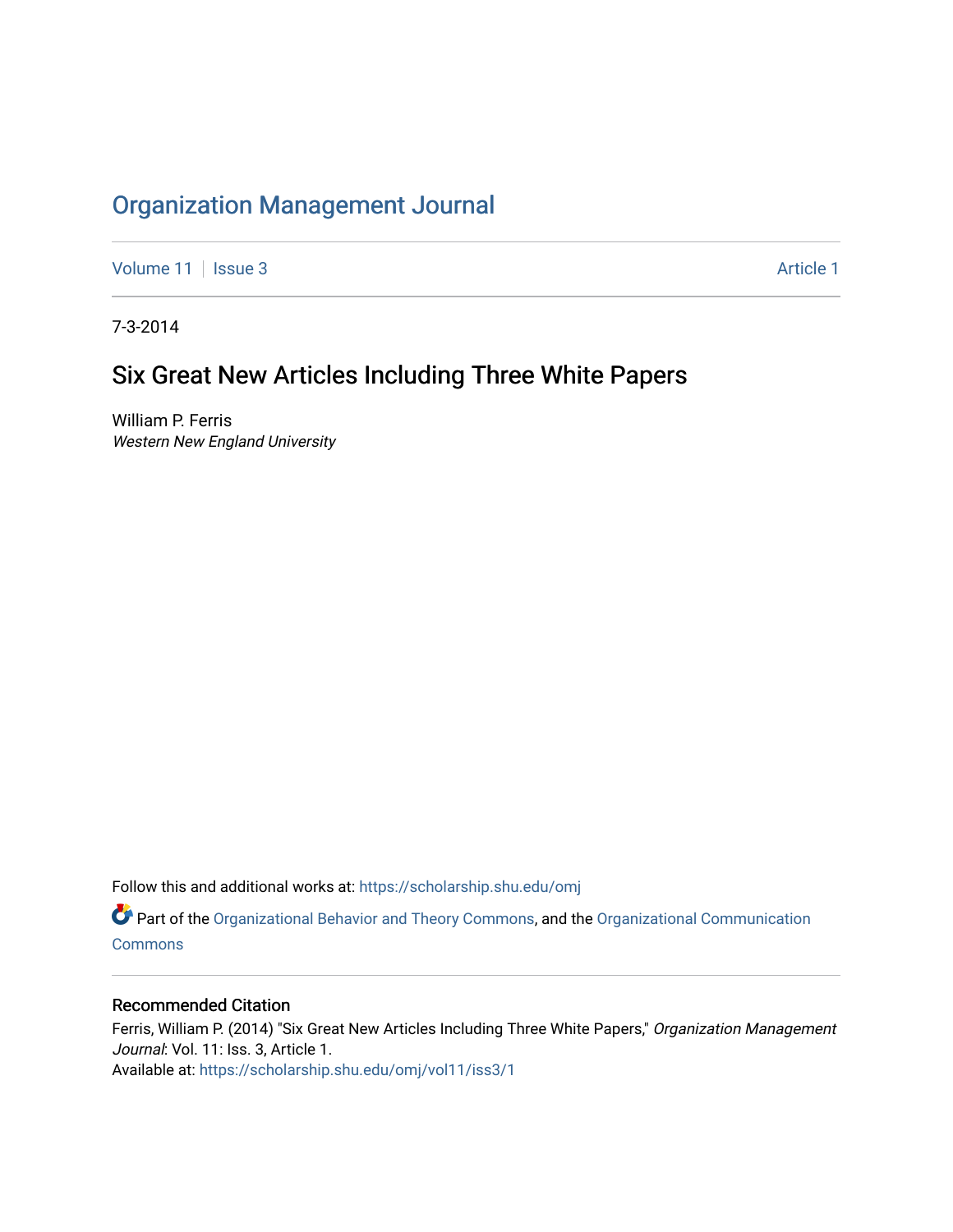# Organization Management Journal

Volume 11 | Issue 3 | Article 1

7-3-2014

## Six Great New Articles Including Three White Papers

William P. Ferris
*Western New England University*

Follow this and additional works at: https://scholarship.shu.edu/omj

Part of the Organizational Behavior and Theory Commons, and the Organizational Communication Commons

### Recommended Citation

Ferris, William P. (2014) "Six Great New Articles Including Three White Papers," *Organization Management Journal*: Vol. 11: Iss. 3, Article 1.
Available at: https://scholarship.shu.edu/omj/vol11/iss3/1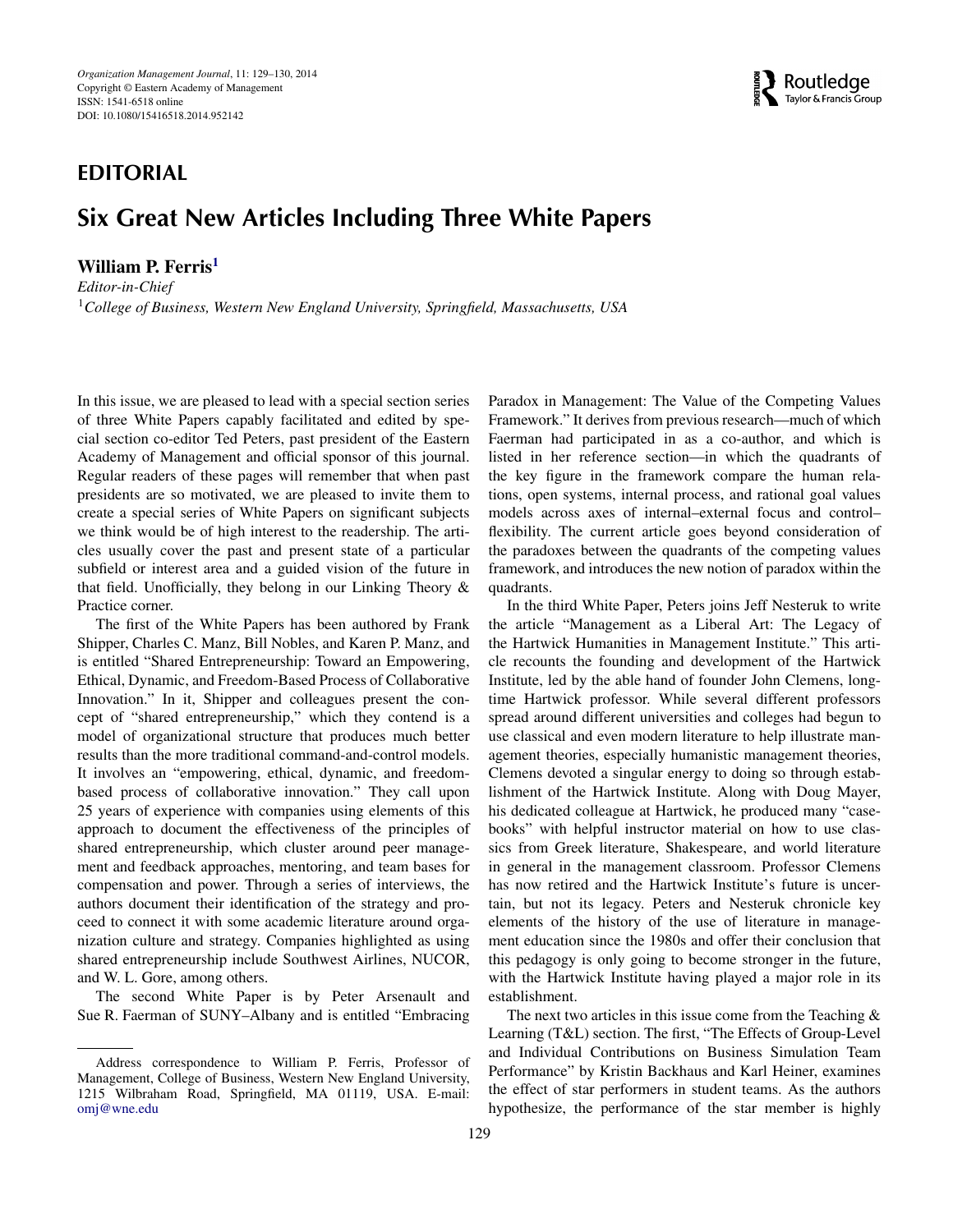## EDITORIAL

# Six Great New Articles Including Three White Papers

**William P. Ferris**[1]

*Editor-in-Chief*

[1]*College of Business, Western New England University, Springfield, Massachusetts, USA*

In this issue, we are pleased to lead with a special section series of three White Papers capably facilitated and edited by special section co-editor Ted Peters, past president of the Eastern Academy of Management and official sponsor of this journal. Regular readers of these pages will remember that when past presidents are so motivated, we are pleased to invite them to create a special series of White Papers on significant subjects we think would be of high interest to the readership. The articles usually cover the past and present state of a particular subfield or interest area and a guided vision of the future in that field. Unofficially, they belong in our Linking Theory & Practice corner.

The first of the White Papers has been authored by Frank Shipper, Charles C. Manz, Bill Nobles, and Karen P. Manz, and is entitled "Shared Entrepreneurship: Toward an Empowering, Ethical, Dynamic, and Freedom-Based Process of Collaborative Innovation." In it, Shipper and colleagues present the concept of "shared entrepreneurship," which they contend is a model of organizational structure that produces much better results than the more traditional command-and-control models. It involves an "empowering, ethical, dynamic, and freedom-based process of collaborative innovation." They call upon 25 years of experience with companies using elements of this approach to document the effectiveness of the principles of shared entrepreneurship, which cluster around peer management and feedback approaches, mentoring, and team bases for compensation and power. Through a series of interviews, the authors document their identification of the strategy and proceed to connect it with some academic literature around organization culture and strategy. Companies highlighted as using shared entrepreneurship include Southwest Airlines, NUCOR, and W. L. Gore, among others.

The second White Paper is by Peter Arsenault and Sue R. Faerman of SUNY–Albany and is entitled "Embracing Paradox in Management: The Value of the Competing Values Framework." It derives from previous research—much of which Faerman had participated in as a co-author, and which is listed in her reference section—in which the quadrants of the key figure in the framework compare the human relations, open systems, internal process, and rational goal values models across axes of internal–external focus and control–flexibility. The current article goes beyond consideration of the paradoxes between the quadrants of the competing values framework, and introduces the new notion of paradox within the quadrants.

In the third White Paper, Peters joins Jeff Nesteruk to write the article "Management as a Liberal Art: The Legacy of the Hartwick Humanities in Management Institute." This article recounts the founding and development of the Hartwick Institute, led by the able hand of founder John Clemens, longtime Hartwick professor. While several different professors spread around different universities and colleges had begun to use classical and even modern literature to help illustrate management theories, especially humanistic management theories, Clemens devoted a singular energy to doing so through establishment of the Hartwick Institute. Along with Doug Mayer, his dedicated colleague at Hartwick, he produced many "casebooks" with helpful instructor material on how to use classics from Greek literature, Shakespeare, and world literature in general in the management classroom. Professor Clemens has now retired and the Hartwick Institute's future is uncertain, but not its legacy. Peters and Nesteruk chronicle key elements of the history of the use of literature in management education since the 1980s and offer their conclusion that this pedagogy is only going to become stronger in the future, with the Hartwick Institute having played a major role in its establishment.

The next two articles in this issue come from the Teaching & Learning (T&L) section. The first, "The Effects of Group-Level and Individual Contributions on Business Simulation Team Performance" by Kristin Backhaus and Karl Heiner, examines the effect of star performers in student teams. As the authors hypothesize, the performance of the star member is highly

Address correspondence to William P. Ferris, Professor of Management, College of Business, Western New England University, 1215 Wilbraham Road, Springfield, MA 01119, USA. E-mail: omj@wne.edu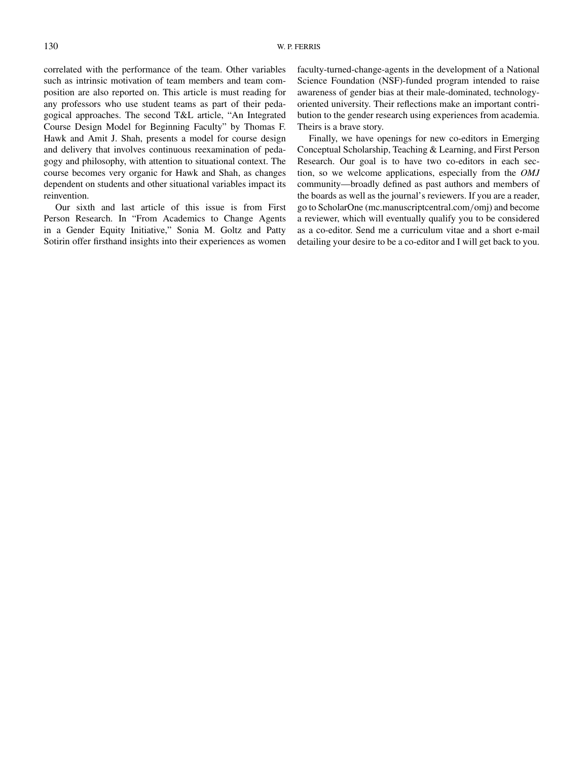correlated with the performance of the team. Other variables such as intrinsic motivation of team members and team composition are also reported on. This article is must reading for any professors who use student teams as part of their pedagogical approaches. The second T&L article, "An Integrated Course Design Model for Beginning Faculty" by Thomas F. Hawk and Amit J. Shah, presents a model for course design and delivery that involves continuous reexamination of pedagogy and philosophy, with attention to situational context. The course becomes very organic for Hawk and Shah, as changes dependent on students and other situational variables impact its reinvention.

Our sixth and last article of this issue is from First Person Research. In "From Academics to Change Agents in a Gender Equity Initiative," Sonia M. Goltz and Patty Sotirin offer firsthand insights into their experiences as women faculty-turned-change-agents in the development of a National Science Foundation (NSF)-funded program intended to raise awareness of gender bias at their male-dominated, technology-oriented university. Their reflections make an important contribution to the gender research using experiences from academia. Theirs is a brave story.

Finally, we have openings for new co-editors in Emerging Conceptual Scholarship, Teaching & Learning, and First Person Research. Our goal is to have two co-editors in each section, so we welcome applications, especially from the *OMJ* community—broadly defined as past authors and members of the boards as well as the journal's reviewers. If you are a reader, go to ScholarOne (mc.manuscriptcentral.com/omj) and become a reviewer, which will eventually qualify you to be considered as a co-editor. Send me a curriculum vitae and a short e-mail detailing your desire to be a co-editor and I will get back to you.